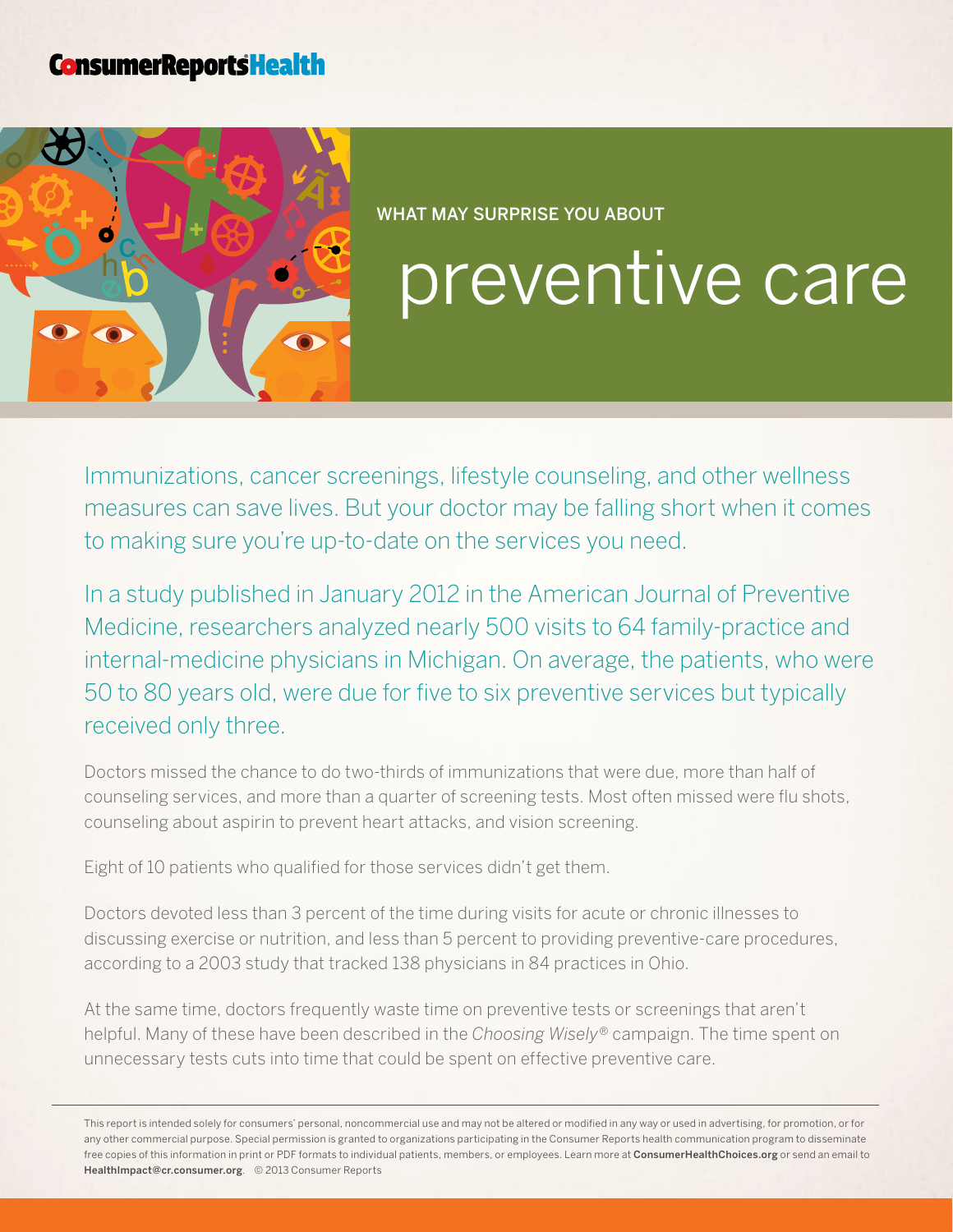ConsumerReportsHealth

WHAT MAY SURPRISE YOU ABOUT

# preventive care

Immunizations, cancer screenings, lifestyle counseling, and other wellness measures can save lives. But your doctor may be falling short when it comes to making sure you're up-to-date on the services you need.

In a study published in January 2012 in the American Journal of Preventive Medicine, researchers analyzed nearly 500 visits to 64 family-practice and internal-medicine physicians in Michigan. On average, the patients, who were 50 to 80 years old, were due for five to six preventive services but typically received only three.

Doctors missed the chance to do two-thirds of immunizations that were due, more than half of counseling services, and more than a quarter of screening tests. Most often missed were flu shots, counseling about aspirin to prevent heart attacks, and vision screening.

Eight of 10 patients who qualified for those services didn't get them.

Doctors devoted less than 3 percent of the time during visits for acute or chronic illnesses to discussing exercise or nutrition, and less than 5 percent to providing preventive-care procedures, according to a 2003 study that tracked 138 physicians in 84 practices in Ohio.

At the same time, doctors frequently waste time on preventive tests or screenings that aren't helpful. Many of these have been described in the *Choosing Wisely®* campaign. The time spent on unnecessary tests cuts into time that could be spent on effective preventive care.

---

This report is intended solely for consumers' personal, noncommercial use and may not be altered or modified in any way or used in advertising, for promotion, or for any other commercial purpose. Special permission is granted to organizations participating in the Consumer Reports health communication program to disseminate free copies of this information in print or PDF formats to individual patients, members, or employees. Learn more at **ConsumerHealthChoices.org** or send an email to **HealthImpact@cr.consumer.org**. © 2013 Consumer Reports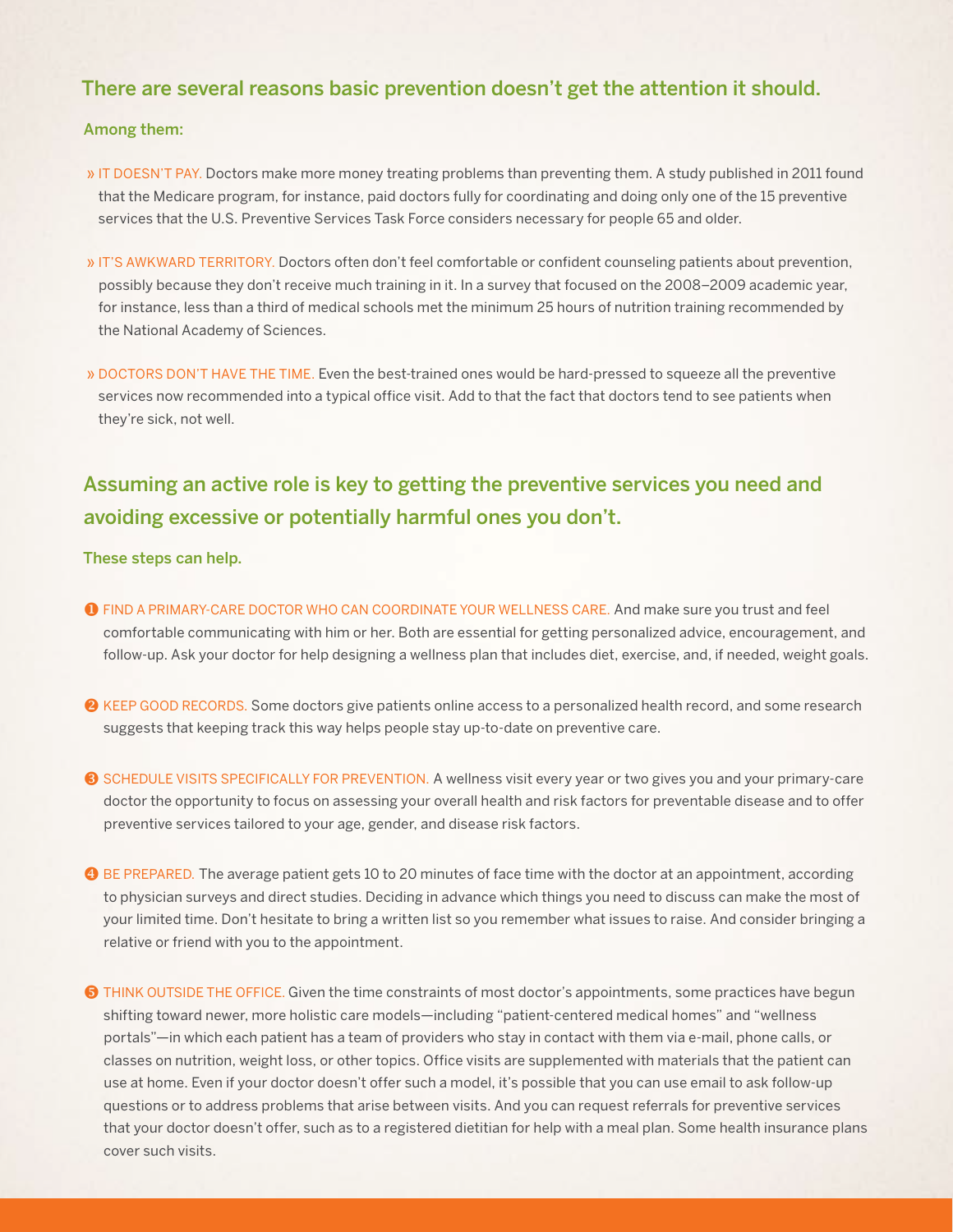## There are several reasons basic prevention doesn't get the attention it should.

**Among them:**

- » IT DOESN'T PAY. Doctors make more money treating problems than preventing them. A study published in 2011 found that the Medicare program, for instance, paid doctors fully for coordinating and doing only one of the 15 preventive services that the U.S. Preventive Services Task Force considers necessary for people 65 and older.

- » IT'S AWKWARD TERRITORY. Doctors often don't feel comfortable or confident counseling patients about prevention, possibly because they don't receive much training in it. In a survey that focused on the 2008–2009 academic year, for instance, less than a third of medical schools met the minimum 25 hours of nutrition training recommended by the National Academy of Sciences.

- » DOCTORS DON'T HAVE THE TIME. Even the best-trained ones would be hard-pressed to squeeze all the preventive services now recommended into a typical office visit. Add to that the fact that doctors tend to see patients when they're sick, not well.

## Assuming an active role is key to getting the preventive services you need and avoiding excessive or potentially harmful ones you don't.

**These steps can help.**

1. FIND A PRIMARY-CARE DOCTOR WHO CAN COORDINATE YOUR WELLNESS CARE. And make sure you trust and feel comfortable communicating with him or her. Both are essential for getting personalized advice, encouragement, and follow-up. Ask your doctor for help designing a wellness plan that includes diet, exercise, and, if needed, weight goals.

2. KEEP GOOD RECORDS. Some doctors give patients online access to a personalized health record, and some research suggests that keeping track this way helps people stay up-to-date on preventive care.

3. SCHEDULE VISITS SPECIFICALLY FOR PREVENTION. A wellness visit every year or two gives you and your primary-care doctor the opportunity to focus on assessing your overall health and risk factors for preventable disease and to offer preventive services tailored to your age, gender, and disease risk factors.

4. BE PREPARED. The average patient gets 10 to 20 minutes of face time with the doctor at an appointment, according to physician surveys and direct studies. Deciding in advance which things you need to discuss can make the most of your limited time. Don't hesitate to bring a written list so you remember what issues to raise. And consider bringing a relative or friend with you to the appointment.

5. THINK OUTSIDE THE OFFICE. Given the time constraints of most doctor's appointments, some practices have begun shifting toward newer, more holistic care models—including "patient-centered medical homes" and "wellness portals"—in which each patient has a team of providers who stay in contact with them via e-mail, phone calls, or classes on nutrition, weight loss, or other topics. Office visits are supplemented with materials that the patient can use at home. Even if your doctor doesn't offer such a model, it's possible that you can use email to ask follow-up questions or to address problems that arise between visits. And you can request referrals for preventive services that your doctor doesn't offer, such as to a registered dietitian for help with a meal plan. Some health insurance plans cover such visits.